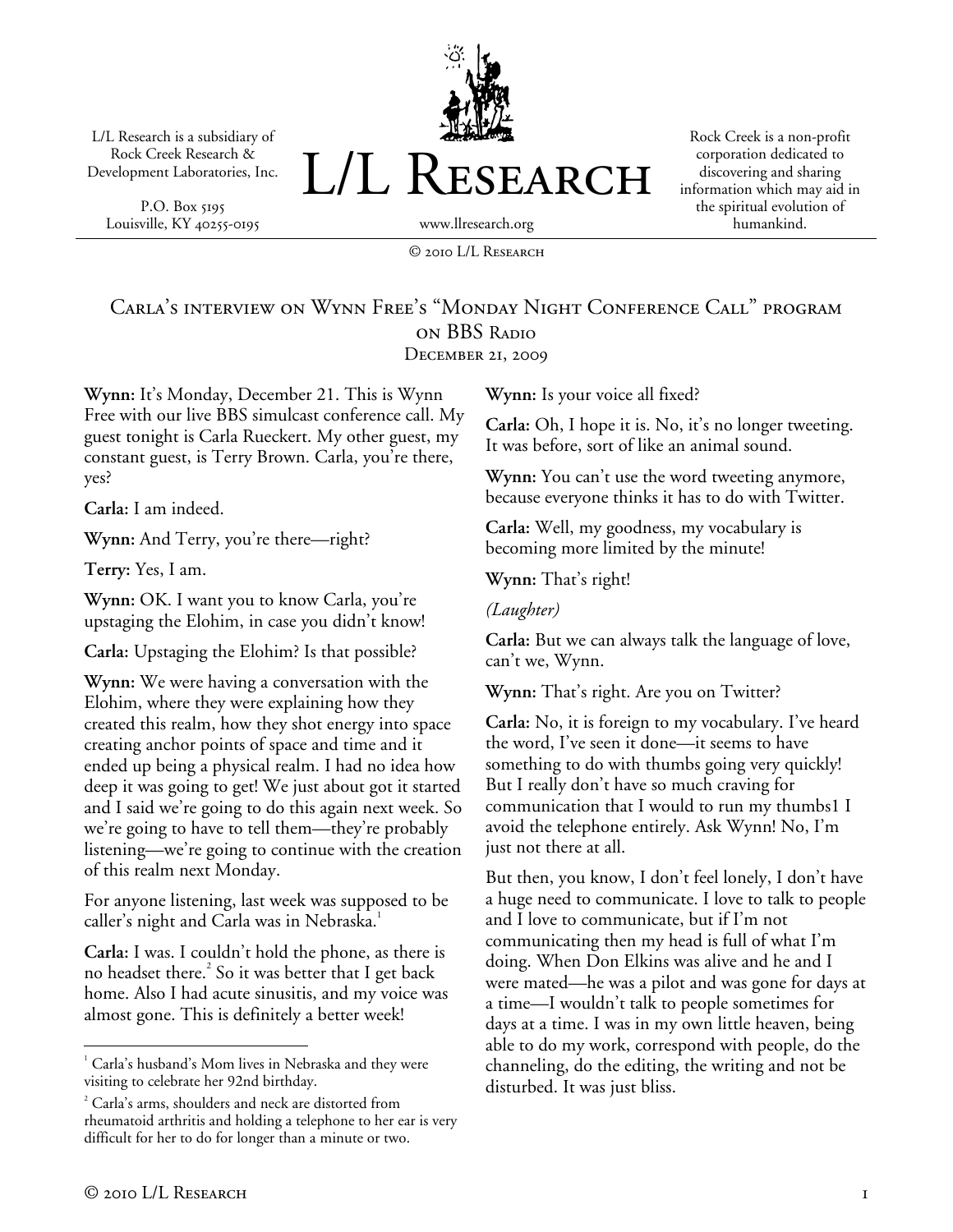L/L Research is a subsidiary of Rock Creek Research & Development Laboratories, Inc.

P.O. Box 5195
Louisville, KY 40255-0195

# L/L Research

www.llresearch.org

Rock Creek is a non-profit corporation dedicated to discovering and sharing information which may aid in the spiritual evolution of humankind.

© 2010 L/L Research

## Carla's interview on Wynn Free's "Monday Night Conference Call" program on BBS Radio

December 21, 2009

**Wynn:** It's Monday, December 21. This is Wynn Free with our live BBS simulcast conference call. My guest tonight is Carla Rueckert. My other guest, my constant guest, is Terry Brown. Carla, you're there, yes?

**Carla:** I am indeed.

**Wynn:** And Terry, you're there—right?

**Terry:** Yes, I am.

**Wynn:** OK. I want you to know Carla, you're upstaging the Elohim, in case you didn't know!

**Carla:** Upstaging the Elohim? Is that possible?

**Wynn:** We were having a conversation with the Elohim, where they were explaining how they created this realm, how they shot energy into space creating anchor points of space and time and it ended up being a physical realm. I had no idea how deep it was going to get! We just about got it started and I said we're going to do this again next week. So we're going to have to tell them—they're probably listening—we're going to continue with the creation of this realm next Monday.

For anyone listening, last week was supposed to be caller's night and Carla was in Nebraska.[1]

**Carla:** I was. I couldn't hold the phone, as there is no headset there.[2] So it was better that I get back home. Also I had acute sinusitis, and my voice was almost gone. This is definitely a better week!

**Wynn:** Is your voice all fixed?

**Carla:** Oh, I hope it is. No, it's no longer tweeting. It was before, sort of like an animal sound.

**Wynn:** You can't use the word tweeting anymore, because everyone thinks it has to do with Twitter.

**Carla:** Well, my goodness, my vocabulary is becoming more limited by the minute!

**Wynn:** That's right!

*(Laughter)*

**Carla:** But we can always talk the language of love, can't we, Wynn.

**Wynn:** That's right. Are you on Twitter?

**Carla:** No, it is foreign to my vocabulary. I've heard the word, I've seen it done—it seems to have something to do with thumbs going very quickly! But I really don't have so much craving for communication that I would to run my thumbs1 I avoid the telephone entirely. Ask Wynn! No, I'm just not there at all.

But then, you know, I don't feel lonely, I don't have a huge need to communicate. I love to talk to people and I love to communicate, but if I'm not communicating then my head is full of what I'm doing. When Don Elkins was alive and he and I were mated—he was a pilot and was gone for days at a time—I wouldn't talk to people sometimes for days at a time. I was in my own little heaven, being able to do my work, correspond with people, do the channeling, do the editing, the writing and not be disturbed. It was just bliss.

---

[1] Carla's husband's Mom lives in Nebraska and they were visiting to celebrate her 92nd birthday.

[2] Carla's arms, shoulders and neck are distorted from rheumatoid arthritis and holding a telephone to her ear is very difficult for her to do for longer than a minute or two.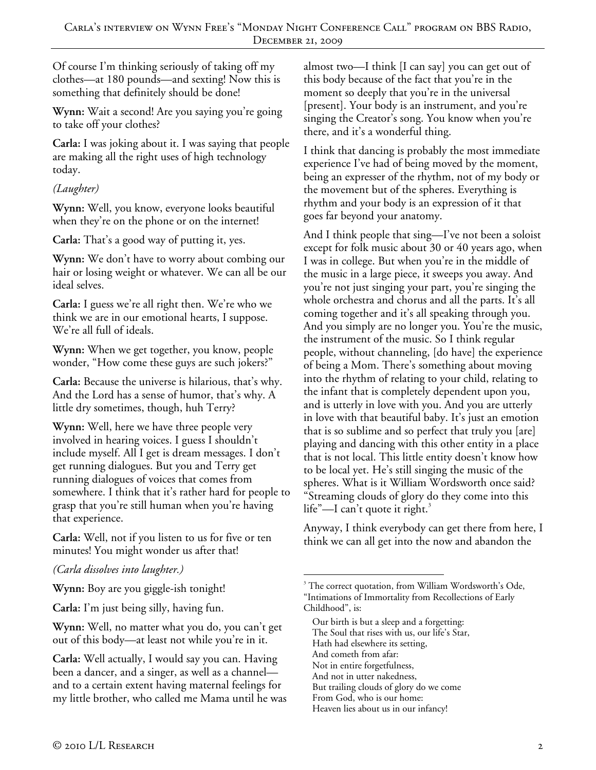Of course I'm thinking seriously of taking off my clothes—at 180 pounds—and sexting! Now this is something that definitely should be done!

**Wynn:** Wait a second! Are you saying you're going to take off your clothes?

**Carla:** I was joking about it. I was saying that people are making all the right uses of high technology today.

*(Laughter)*

**Wynn:** Well, you know, everyone looks beautiful when they're on the phone or on the internet!

**Carla:** That's a good way of putting it, yes.

**Wynn:** We don't have to worry about combing our hair or losing weight or whatever. We can all be our ideal selves.

**Carla:** I guess we're all right then. We're who we think we are in our emotional hearts, I suppose. We're all full of ideals.

**Wynn:** When we get together, you know, people wonder, "How come these guys are such jokers?"

**Carla:** Because the universe is hilarious, that's why. And the Lord has a sense of humor, that's why. A little dry sometimes, though, huh Terry?

**Wynn:** Well, here we have three people very involved in hearing voices. I guess I shouldn't include myself. All I get is dream messages. I don't get running dialogues. But you and Terry get running dialogues of voices that comes from somewhere. I think that it's rather hard for people to grasp that you're still human when you're having that experience.

**Carla:** Well, not if you listen to us for five or ten minutes! You might wonder us after that!

*(Carla dissolves into laughter.)*

**Wynn:** Boy are you giggle-ish tonight!

**Carla:** I'm just being silly, having fun.

**Wynn:** Well, no matter what you do, you can't get out of this body—at least not while you're in it.

**Carla:** Well actually, I would say you can. Having been a dancer, and a singer, as well as a channel—and to a certain extent having maternal feelings for my little brother, who called me Mama until he was almost two—I think [I can say] you can get out of this body because of the fact that you're in the moment so deeply that you're in the universal [present]. Your body is an instrument, and you're singing the Creator's song. You know when you're there, and it's a wonderful thing.

I think that dancing is probably the most immediate experience I've had of being moved by the moment, being an expresser of the rhythm, not of my body or the movement but of the spheres. Everything is rhythm and your body is an expression of it that goes far beyond your anatomy.

And I think people that sing—I've not been a soloist except for folk music about 30 or 40 years ago, when I was in college. But when you're in the middle of the music in a large piece, it sweeps you away. And you're not just singing your part, you're singing the whole orchestra and chorus and all the parts. It's all coming together and it's all speaking through you. And you simply are no longer you. You're the music, the instrument of the music. So I think regular people, without channeling, [do have] the experience of being a Mom. There's something about moving into the rhythm of relating to your child, relating to the infant that is completely dependent upon you, and is utterly in love with you. And you are utterly in love with that beautiful baby. It's just an emotion that is so sublime and so perfect that truly you [are] playing and dancing with this other entity in a place that is not local. This little entity doesn't know how to be local yet. He's still singing the music of the spheres. What is it William Wordsworth once said? "Streaming clouds of glory do they come into this life"—I can't quote it right.[3]

Anyway, I think everybody can get there from here, I think we can all get into the now and abandon the

---

[3] The correct quotation, from William Wordsworth's Ode, "Intimations of Immortality from Recollections of Early Childhood", is:

> Our birth is but a sleep and a forgetting:
> The Soul that rises with us, our life's Star,
> Hath had elsewhere its setting,
> And cometh from afar:
> Not in entire forgetfulness,
> And not in utter nakedness,
> But trailing clouds of glory do we come
> From God, who is our home:
> Heaven lies about us in our infancy!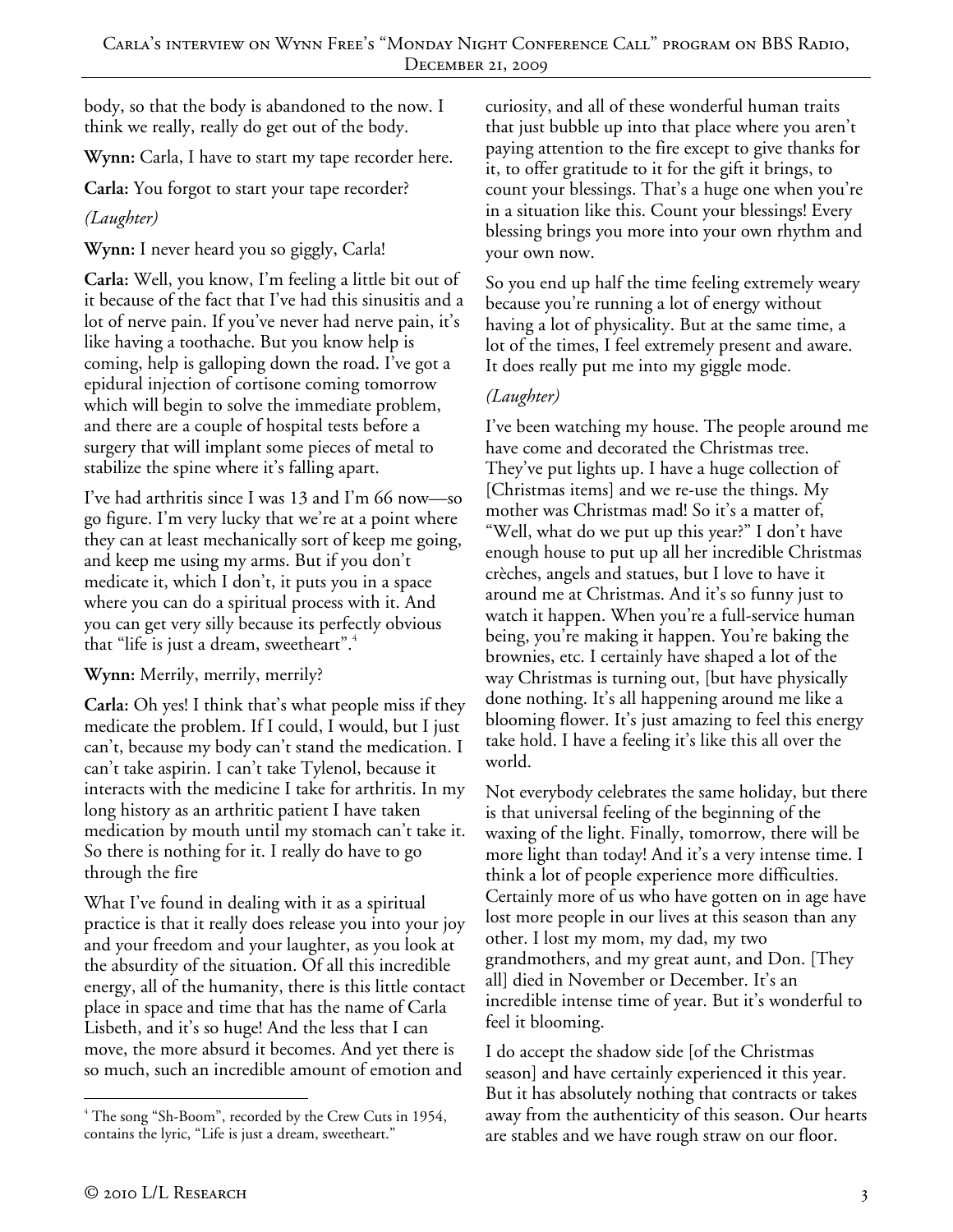body, so that the body is abandoned to the now. I think we really, really do get out of the body.

**Wynn:** Carla, I have to start my tape recorder here.

**Carla:** You forgot to start your tape recorder?

*(Laughter)*

**Wynn:** I never heard you so giggly, Carla!

**Carla:** Well, you know, I'm feeling a little bit out of it because of the fact that I've had this sinusitis and a lot of nerve pain. If you've never had nerve pain, it's like having a toothache. But you know help is coming, help is galloping down the road. I've got a epidural injection of cortisone coming tomorrow which will begin to solve the immediate problem, and there are a couple of hospital tests before a surgery that will implant some pieces of metal to stabilize the spine where it's falling apart.

I've had arthritis since I was 13 and I'm 66 now—so go figure. I'm very lucky that we're at a point where they can at least mechanically sort of keep me going, and keep me using my arms. But if you don't medicate it, which I don't, it puts you in a space where you can do a spiritual process with it. And you can get very silly because its perfectly obvious that "life is just a dream, sweetheart".[4]

**Wynn:** Merrily, merrily, merrily?

**Carla:** Oh yes! I think that's what people miss if they medicate the problem. If I could, I would, but I just can't, because my body can't stand the medication. I can't take aspirin. I can't take Tylenol, because it interacts with the medicine I take for arthritis. In my long history as an arthritic patient I have taken medication by mouth until my stomach can't take it. So there is nothing for it. I really do have to go through the fire

What I've found in dealing with it as a spiritual practice is that it really does release you into your joy and your freedom and your laughter, as you look at the absurdity of the situation. Of all this incredible energy, all of the humanity, there is this little contact place in space and time that has the name of Carla Lisbeth, and it's so huge! And the less that I can move, the more absurd it becomes. And yet there is so much, such an incredible amount of emotion and curiosity, and all of these wonderful human traits that just bubble up into that place where you aren't paying attention to the fire except to give thanks for it, to offer gratitude to it for the gift it brings, to count your blessings. That's a huge one when you're in a situation like this. Count your blessings! Every blessing brings you more into your own rhythm and your own now.

So you end up half the time feeling extremely weary because you're running a lot of energy without having a lot of physicality. But at the same time, a lot of the times, I feel extremely present and aware. It does really put me into my giggle mode.

*(Laughter)*

I've been watching my house. The people around me have come and decorated the Christmas tree. They've put lights up. I have a huge collection of [Christmas items] and we re-use the things. My mother was Christmas mad! So it's a matter of, "Well, what do we put up this year?" I don't have enough house to put up all her incredible Christmas crèches, angels and statues, but I love to have it around me at Christmas. And it's so funny just to watch it happen. When you're a full-service human being, you're making it happen. You're baking the brownies, etc. I certainly have shaped a lot of the way Christmas is turning out, [but have physically done nothing. It's all happening around me like a blooming flower. It's just amazing to feel this energy take hold. I have a feeling it's like this all over the world.

Not everybody celebrates the same holiday, but there is that universal feeling of the beginning of the waxing of the light. Finally, tomorrow, there will be more light than today! And it's a very intense time. I think a lot of people experience more difficulties. Certainly more of us who have gotten on in age have lost more people in our lives at this season than any other. I lost my mom, my dad, my two grandmothers, and my great aunt, and Don. [They all] died in November or December. It's an incredible intense time of year. But it's wonderful to feel it blooming.

I do accept the shadow side [of the Christmas season] and have certainly experienced it this year. But it has absolutely nothing that contracts or takes away from the authenticity of this season. Our hearts are stables and we have rough straw on our floor.

---

[4] The song "Sh-Boom", recorded by the Crew Cuts in 1954, contains the lyric, "Life is just a dream, sweetheart."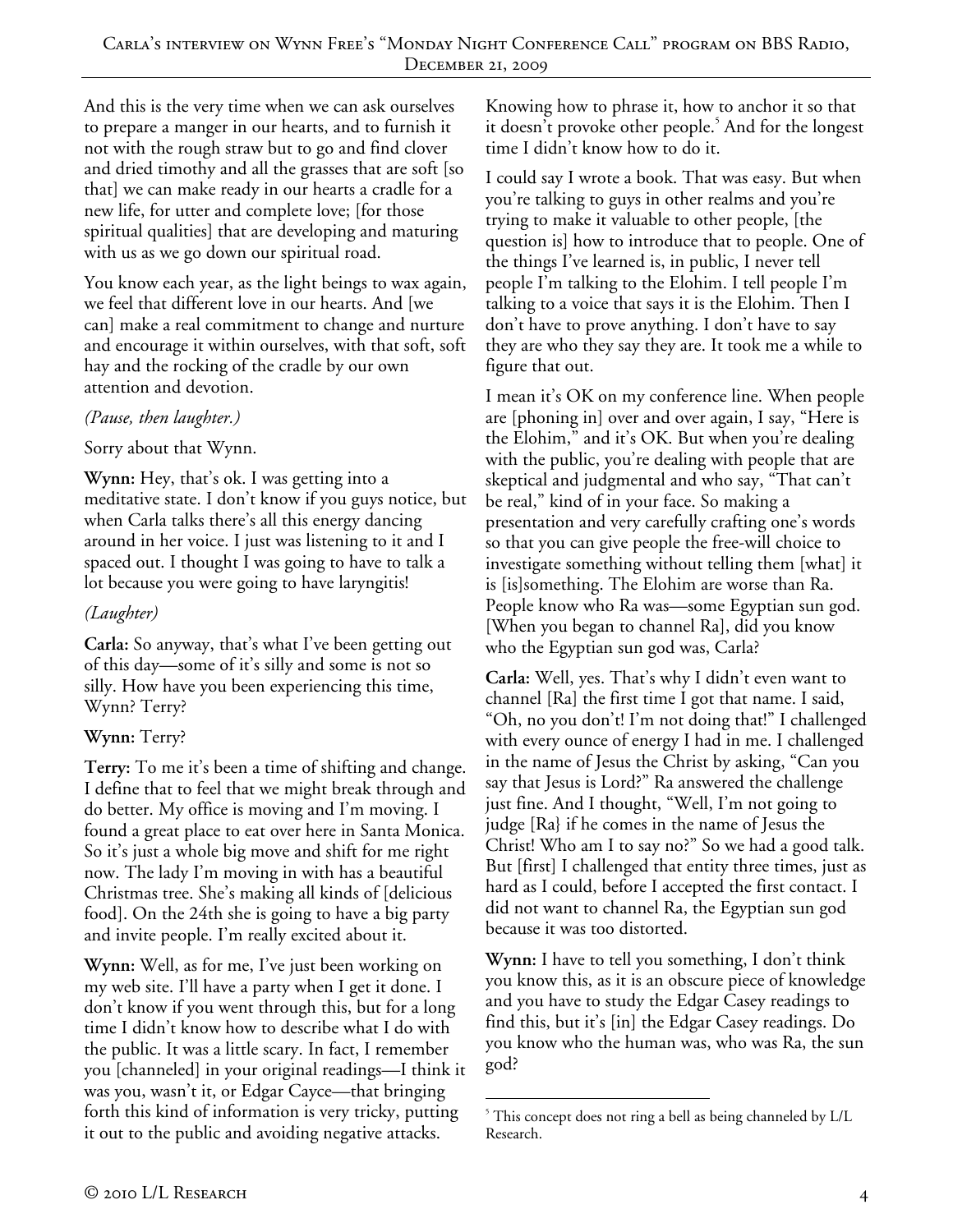And this is the very time when we can ask ourselves to prepare a manger in our hearts, and to furnish it not with the rough straw but to go and find clover and dried timothy and all the grasses that are soft [so that] we can make ready in our hearts a cradle for a new life, for utter and complete love; [for those spiritual qualities] that are developing and maturing with us as we go down our spiritual road.

You know each year, as the light beings to wax again, we feel that different love in our hearts. And [we can] make a real commitment to change and nurture and encourage it within ourselves, with that soft, soft hay and the rocking of the cradle by our own attention and devotion.

*(Pause, then laughter.)*

Sorry about that Wynn.

**Wynn:** Hey, that's ok. I was getting into a meditative state. I don't know if you guys notice, but when Carla talks there's all this energy dancing around in her voice. I just was listening to it and I spaced out. I thought I was going to have to talk a lot because you were going to have laryngitis!

*(Laughter)*

**Carla:** So anyway, that's what I've been getting out of this day—some of it's silly and some is not so silly. How have you been experiencing this time, Wynn? Terry?

**Wynn:** Terry?

**Terry:** To me it's been a time of shifting and change. I define that to feel that we might break through and do better. My office is moving and I'm moving. I found a great place to eat over here in Santa Monica. So it's just a whole big move and shift for me right now. The lady I'm moving in with has a beautiful Christmas tree. She's making all kinds of [delicious food]. On the 24th she is going to have a big party and invite people. I'm really excited about it.

**Wynn:** Well, as for me, I've just been working on my web site. I'll have a party when I get it done. I don't know if you went through this, but for a long time I didn't know how to describe what I do with the public. It was a little scary. In fact, I remember you [channeled] in your original readings—I think it was you, wasn't it, or Edgar Cayce—that bringing forth this kind of information is very tricky, putting it out to the public and avoiding negative attacks. Knowing how to phrase it, how to anchor it so that it doesn't provoke other people.[5] And for the longest time I didn't know how to do it.

I could say I wrote a book. That was easy. But when you're talking to guys in other realms and you're trying to make it valuable to other people, [the question is] how to introduce that to people. One of the things I've learned is, in public, I never tell people I'm talking to the Elohim. I tell people I'm talking to a voice that says it is the Elohim. Then I don't have to prove anything. I don't have to say they are who they say they are. It took me a while to figure that out.

I mean it's OK on my conference line. When people are [phoning in] over and over again, I say, "Here is the Elohim," and it's OK. But when you're dealing with the public, you're dealing with people that are skeptical and judgmental and who say, "That can't be real," kind of in your face. So making a presentation and very carefully crafting one's words so that you can give people the free-will choice to investigate something without telling them [what] it is [is]something. The Elohim are worse than Ra. People know who Ra was—some Egyptian sun god. [When you began to channel Ra], did you know who the Egyptian sun god was, Carla?

**Carla:** Well, yes. That's why I didn't even want to channel [Ra] the first time I got that name. I said, "Oh, no you don't! I'm not doing that!" I challenged with every ounce of energy I had in me. I challenged in the name of Jesus the Christ by asking, "Can you say that Jesus is Lord?" Ra answered the challenge just fine. And I thought, "Well, I'm not going to judge [Ra} if he comes in the name of Jesus the Christ! Who am I to say no?" So we had a good talk. But [first] I challenged that entity three times, just as hard as I could, before I accepted the first contact. I did not want to channel Ra, the Egyptian sun god because it was too distorted.

**Wynn:** I have to tell you something, I don't think you know this, as it is an obscure piece of knowledge and you have to study the Edgar Casey readings to find this, but it's [in] the Edgar Casey readings. Do you know who the human was, who was Ra, the sun god?

---

[5] This concept does not ring a bell as being channeled by L/L Research.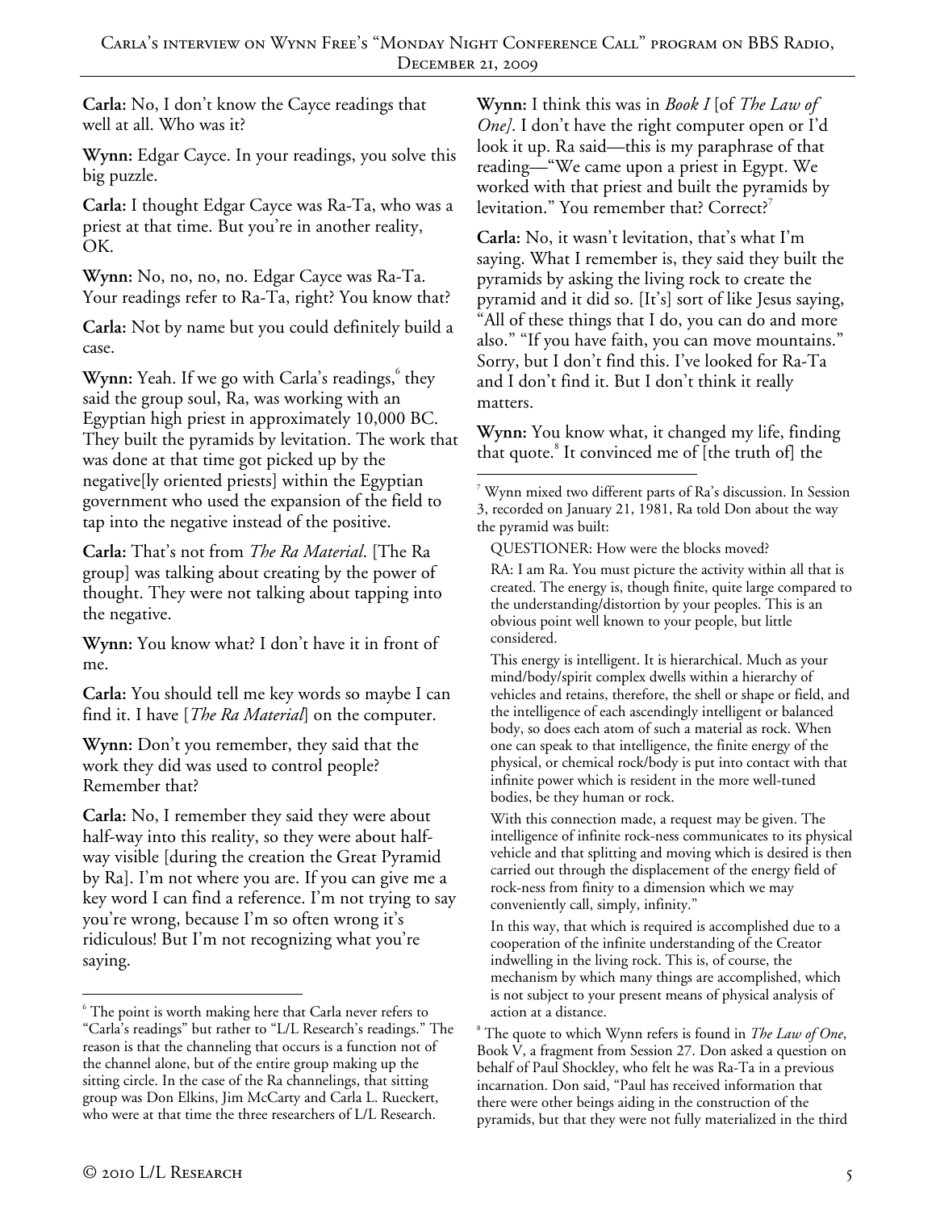**Carla:** No, I don't know the Cayce readings that well at all. Who was it?

**Wynn:** Edgar Cayce. In your readings, you solve this big puzzle.

**Carla:** I thought Edgar Cayce was Ra-Ta, who was a priest at that time. But you're in another reality, OK.

**Wynn:** No, no, no, no. Edgar Cayce was Ra-Ta. Your readings refer to Ra-Ta, right? You know that?

**Carla:** Not by name but you could definitely build a case.

**Wynn:** Yeah. If we go with Carla's readings,[6] they said the group soul, Ra, was working with an Egyptian high priest in approximately 10,000 BC. They built the pyramids by levitation. The work that was done at that time got picked up by the negative[ly oriented priests] within the Egyptian government who used the expansion of the field to tap into the negative instead of the positive.

**Carla:** That's not from *The Ra Material*. [The Ra group] was talking about creating by the power of thought. They were not talking about tapping into the negative.

**Wynn:** You know what? I don't have it in front of me.

**Carla:** You should tell me key words so maybe I can find it. I have [*The Ra Material*] on the computer.

**Wynn:** Don't you remember, they said that the work they did was used to control people? Remember that?

**Carla:** No, I remember they said they were about half-way into this reality, so they were about half-way visible [during the creation the Great Pyramid by Ra]. I'm not where you are. If you can give me a key word I can find a reference. I'm not trying to say you're wrong, because I'm so often wrong it's ridiculous! But I'm not recognizing what you're saying.

**Wynn:** I think this was in *Book I* [of *The Law of One]*. I don't have the right computer open or I'd look it up. Ra said—this is my paraphrase of that reading—"We came upon a priest in Egypt. We worked with that priest and built the pyramids by levitation." You remember that? Correct?[7]

**Carla:** No, it wasn't levitation, that's what I'm saying. What I remember is, they said they built the pyramids by asking the living rock to create the pyramid and it did so. [It's] sort of like Jesus saying, "All of these things that I do, you can do and more also." "If you have faith, you can move mountains." Sorry, but I don't find this. I've looked for Ra-Ta and I don't find it. But I don't think it really matters.

**Wynn:** You know what, it changed my life, finding that quote.[8] It convinced me of [the truth of] the

---

[6] The point is worth making here that Carla never refers to "Carla's readings" but rather to "L/L Research's readings." The reason is that the channeling that occurs is a function not of the channel alone, but of the entire group making up the sitting circle. In the case of the Ra channelings, that sitting group was Don Elkins, Jim McCarty and Carla L. Rueckert, who were at that time the three researchers of L/L Research.

[7] Wynn mixed two different parts of Ra's discussion. In Session 3, recorded on January 21, 1981, Ra told Don about the way the pyramid was built:

> QUESTIONER: How were the blocks moved?
>
> RA: I am Ra. You must picture the activity within all that is created. The energy is, though finite, quite large compared to the understanding/distortion by your peoples. This is an obvious point well known to your people, but little considered.
>
> This energy is intelligent. It is hierarchical. Much as your mind/body/spirit complex dwells within a hierarchy of vehicles and retains, therefore, the shell or shape or field, and the intelligence of each ascendingly intelligent or balanced body, so does each atom of such a material as rock. When one can speak to that intelligence, the finite energy of the physical, or chemical rock/body is put into contact with that infinite power which is resident in the more well-tuned bodies, be they human or rock.
>
> With this connection made, a request may be given. The intelligence of infinite rock-ness communicates to its physical vehicle and that splitting and moving which is desired is then carried out through the displacement of the energy field of rock-ness from finity to a dimension which we may conveniently call, simply, infinity."
>
> In this way, that which is required is accomplished due to a cooperation of the infinite understanding of the Creator indwelling in the living rock. This is, of course, the mechanism by which many things are accomplished, which is not subject to your present means of physical analysis of action at a distance.

[8] The quote to which Wynn refers is found in *The Law of One*, Book V, a fragment from Session 27. Don asked a question on behalf of Paul Shockley, who felt he was Ra-Ta in a previous incarnation. Don said, "Paul has received information that there were other beings aiding in the construction of the pyramids, but that they were not fully materialized in the third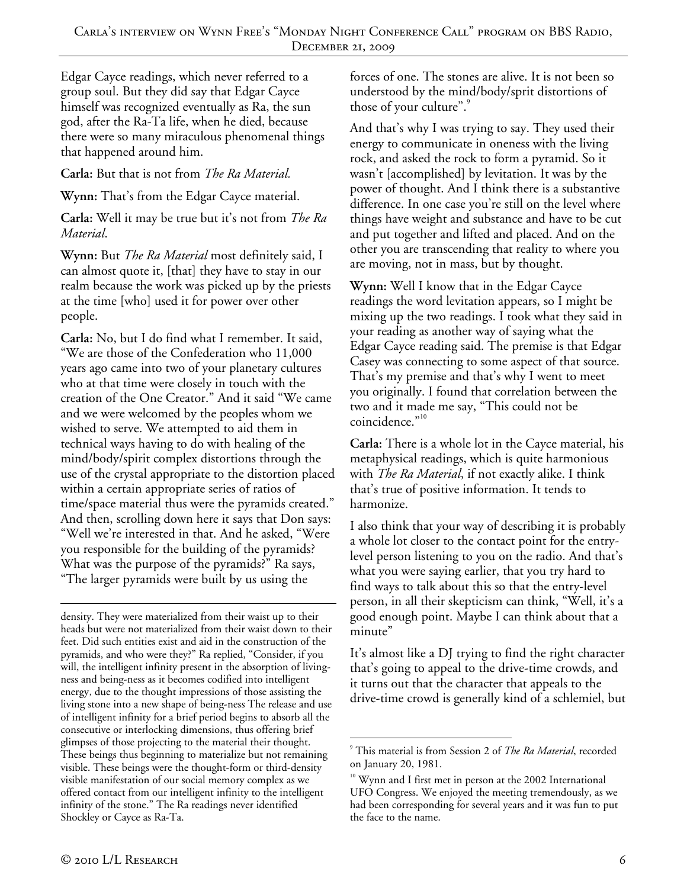Edgar Cayce readings, which never referred to a group soul. But they did say that Edgar Cayce himself was recognized eventually as Ra, the sun god, after the Ra-Ta life, when he died, because there were so many miraculous phenomenal things that happened around him.

**Carla:** But that is not from *The Ra Material.*

**Wynn:** That's from the Edgar Cayce material.

**Carla:** Well it may be true but it's not from *The Ra Material*.

**Wynn:** But *The Ra Material* most definitely said, I can almost quote it, [that] they have to stay in our realm because the work was picked up by the priests at the time [who] used it for power over other people.

**Carla:** No, but I do find what I remember. It said, "We are those of the Confederation who 11,000 years ago came into two of your planetary cultures who at that time were closely in touch with the creation of the One Creator." And it said "We came and we were welcomed by the peoples whom we wished to serve. We attempted to aid them in technical ways having to do with healing of the mind/body/spirit complex distortions through the use of the crystal appropriate to the distortion placed within a certain appropriate series of ratios of time/space material thus were the pyramids created." And then, scrolling down here it says that Don says: "Well we're interested in that. And he asked, "Were you responsible for the building of the pyramids? What was the purpose of the pyramids?" Ra says, "The larger pyramids were built by us using the forces of one. The stones are alive. It is not been so understood by the mind/body/sprit distortions of those of your culture".[9]

And that's why I was trying to say. They used their energy to communicate in oneness with the living rock, and asked the rock to form a pyramid. So it wasn't [accomplished] by levitation. It was by the power of thought. And I think there is a substantive difference. In one case you're still on the level where things have weight and substance and have to be cut and put together and lifted and placed. And on the other you are transcending that reality to where you are moving, not in mass, but by thought.

**Wynn:** Well I know that in the Edgar Cayce readings the word levitation appears, so I might be mixing up the two readings. I took what they said in your reading as another way of saying what the Edgar Cayce reading said. The premise is that Edgar Casey was connecting to some aspect of that source. That's my premise and that's why I went to meet you originally. I found that correlation between the two and it made me say, "This could not be coincidence."[10]

**Carla:** There is a whole lot in the Cayce material, his metaphysical readings, which is quite harmonious with *The Ra Material*, if not exactly alike. I think that's true of positive information. It tends to harmonize.

I also think that your way of describing it is probably a whole lot closer to the contact point for the entry-level person listening to you on the radio. And that's what you were saying earlier, that you try hard to find ways to talk about this so that the entry-level person, in all their skepticism can think, "Well, it's a good enough point. Maybe I can think about that a minute"

It's almost like a DJ trying to find the right character that's going to appeal to the drive-time crowds, and it turns out that the character that appeals to the drive-time crowd is generally kind of a schlemiel, but

---

density. They were materialized from their waist up to their heads but were not materialized from their waist down to their feet. Did such entities exist and aid in the construction of the pyramids, and who were they?" Ra replied, "Consider, if you will, the intelligent infinity present in the absorption of living-ness and being-ness as it becomes codified into intelligent energy, due to the thought impressions of those assisting the living stone into a new shape of being-ness The release and use of intelligent infinity for a brief period begins to absorb all the consecutive or interlocking dimensions, thus offering brief glimpses of those projecting to the material their thought. These beings thus beginning to materialize but not remaining visible. These beings were the thought-form or third-density visible manifestation of our social memory complex as we offered contact from our intelligent infinity to the intelligent infinity of the stone." The Ra readings never identified Shockley or Cayce as Ra-Ta.

[9] This material is from Session 2 of *The Ra Material*, recorded on January 20, 1981.

[10] Wynn and I first met in person at the 2002 International UFO Congress. We enjoyed the meeting tremendously, as we had been corresponding for several years and it was fun to put the face to the name.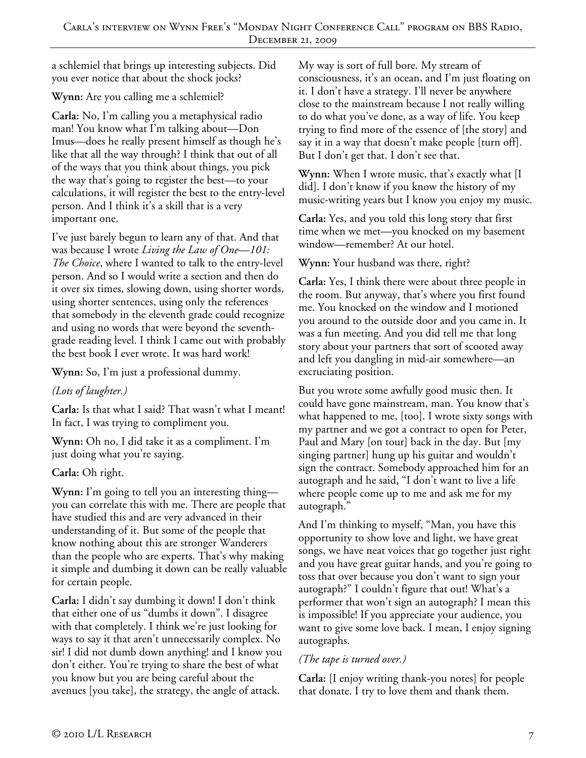a schlemiel that brings up interesting subjects. Did you ever notice that about the shock jocks?

**Wynn:** Are you calling me a schlemiel?

**Carla:** No, I'm calling you a metaphysical radio man! You know what I'm talking about—Don Imus—does he really present himself as though he's like that all the way through? I think that out of all of the ways that you think about things, you pick the way that's going to register the best—to your calculations, it will register the best to the entry-level person. And I think it's a skill that is a very important one.

I've just barely begun to learn any of that. And that was because I wrote *Living the Law of One—101: The Choice*, where I wanted to talk to the entry-level person. And so I would write a section and then do it over six times, slowing down, using shorter words, using shorter sentences, using only the references that somebody in the eleventh grade could recognize and using no words that were beyond the seventh-grade reading level. I think I came out with probably the best book I ever wrote. It was hard work!

**Wynn:** So, I'm just a professional dummy.

*(Lots of laughter.)*

**Carla:** Is that what I said? That wasn't what I meant! In fact, I was trying to compliment you.

**Wynn:** Oh no, I did take it as a compliment. I'm just doing what you're saying.

**Carla:** Oh right.

**Wynn:** I'm going to tell you an interesting thing—you can correlate this with me. There are people that have studied this and are very advanced in their understanding of it. But some of the people that know nothing about this are stronger Wanderers than the people who are experts. That's why making it simple and dumbing it down can be really valuable for certain people.

**Carla:** I didn't say dumbing it down! I don't think that either one of us "dumbs it down". I disagree with that completely. I think we're just looking for ways to say it that aren't unnecessarily complex. No sir! I did not dumb down anything! and I know you don't either. You're trying to share the best of what you know but you are being careful about the avenues [you take], the strategy, the angle of attack. My way is sort of full bore. My stream of consciousness, it's an ocean, and I'm just floating on it. I don't have a strategy. I'll never be anywhere close to the mainstream because I not really willing to do what you've done, as a way of life. You keep trying to find more of the essence of [the story] and say it in a way that doesn't make people [turn off]. But I don't get that. I don't see that.

**Wynn:** When I wrote music, that's exactly what [I did]. I don't know if you know the history of my music-writing years but I know you enjoy my music.

**Carla:** Yes, and you told this long story that first time when we met—you knocked on my basement window—remember? At our hotel.

**Wynn:** Your husband was there, right?

**Carla:** Yes, I think there were about three people in the room. But anyway, that's where you first found me. You knocked on the window and I motioned you around to the outside door and you came in. It was a fun meeting. And you did tell me that long story about your partners that sort of scooted away and left you dangling in mid-air somewhere—an excruciating position.

But you wrote some awfully good music then. It could have gone mainstream, man. You know that's what happened to me, [too]. I wrote sixty songs with my partner and we got a contract to open for Peter, Paul and Mary [on tour] back in the day. But [my singing partner] hung up his guitar and wouldn't sign the contract. Somebody approached him for an autograph and he said, "I don't want to live a life where people come up to me and ask me for my autograph."

And I'm thinking to myself, "Man, you have this opportunity to show love and light, we have great songs, we have neat voices that go together just right and you have great guitar hands, and you're going to toss that over because you don't want to sign your autograph?" I couldn't figure that out! What's a performer that won't sign an autograph? I mean this is impossible! If you appreciate your audience, you want to give some love back. I mean, I enjoy signing autographs.

*(The tape is turned over.)*

**Carla:** [I enjoy writing thank-you notes] for people that donate. I try to love them and thank them.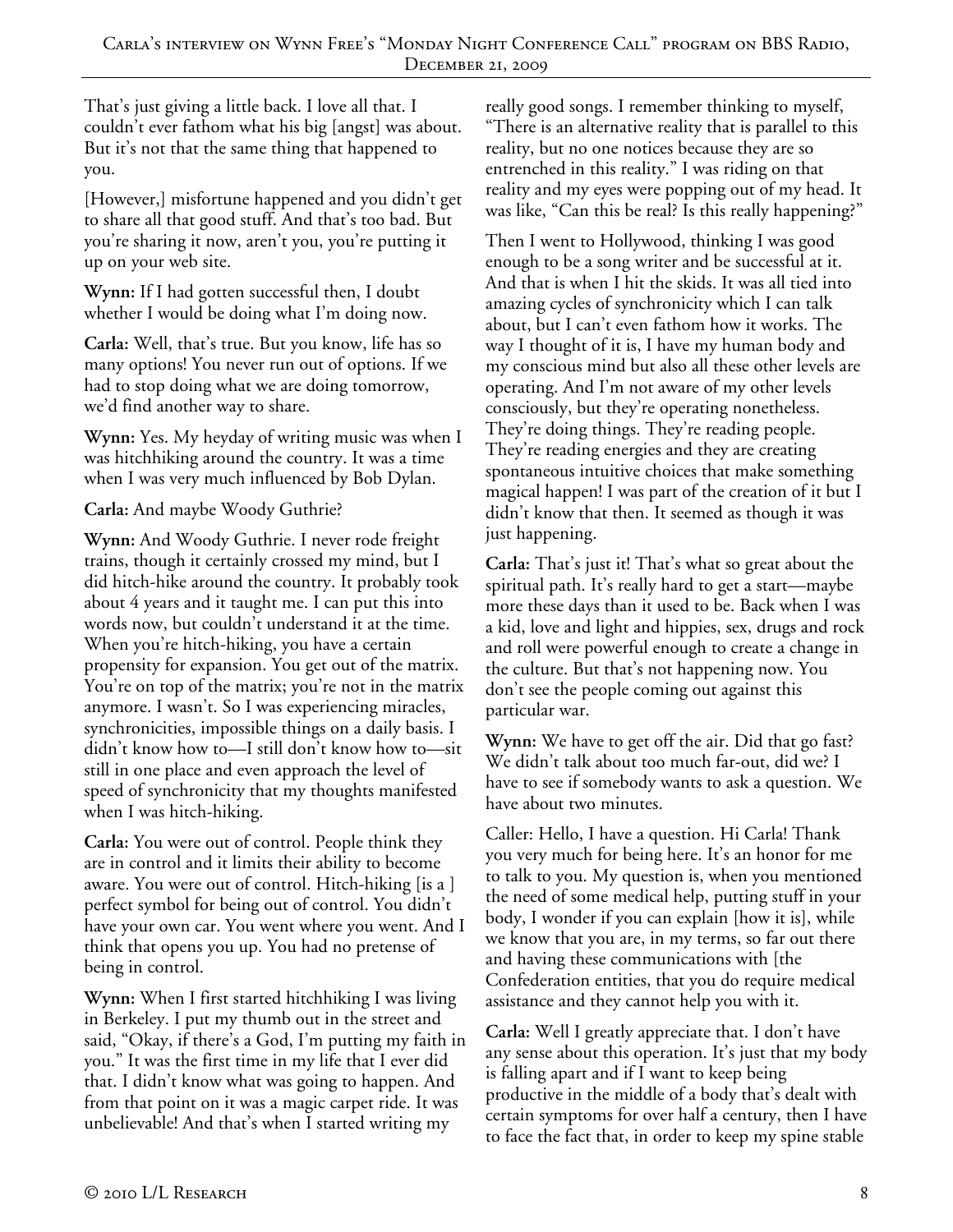That's just giving a little back. I love all that. I couldn't ever fathom what his big [angst] was about. But it's not that the same thing that happened to you.

[However,] misfortune happened and you didn't get to share all that good stuff. And that's too bad. But you're sharing it now, aren't you, you're putting it up on your web site.

**Wynn:** If I had gotten successful then, I doubt whether I would be doing what I'm doing now.

**Carla:** Well, that's true. But you know, life has so many options! You never run out of options. If we had to stop doing what we are doing tomorrow, we'd find another way to share.

**Wynn:** Yes. My heyday of writing music was when I was hitchhiking around the country. It was a time when I was very much influenced by Bob Dylan.

**Carla:** And maybe Woody Guthrie?

**Wynn:** And Woody Guthrie. I never rode freight trains, though it certainly crossed my mind, but I did hitch-hike around the country. It probably took about 4 years and it taught me. I can put this into words now, but couldn't understand it at the time. When you're hitch-hiking, you have a certain propensity for expansion. You get out of the matrix. You're on top of the matrix; you're not in the matrix anymore. I wasn't. So I was experiencing miracles, synchronicities, impossible things on a daily basis. I didn't know how to—I still don't know how to—sit still in one place and even approach the level of speed of synchronicity that my thoughts manifested when I was hitch-hiking.

**Carla:** You were out of control. People think they are in control and it limits their ability to become aware. You were out of control. Hitch-hiking [is a ] perfect symbol for being out of control. You didn't have your own car. You went where you went. And I think that opens you up. You had no pretense of being in control.

**Wynn:** When I first started hitchhiking I was living in Berkeley. I put my thumb out in the street and said, "Okay, if there's a God, I'm putting my faith in you." It was the first time in my life that I ever did that. I didn't know what was going to happen. And from that point on it was a magic carpet ride. It was unbelievable! And that's when I started writing my really good songs. I remember thinking to myself, "There is an alternative reality that is parallel to this reality, but no one notices because they are so entrenched in this reality." I was riding on that reality and my eyes were popping out of my head. It was like, "Can this be real? Is this really happening?"

Then I went to Hollywood, thinking I was good enough to be a song writer and be successful at it. And that is when I hit the skids. It was all tied into amazing cycles of synchronicity which I can talk about, but I can't even fathom how it works. The way I thought of it is, I have my human body and my conscious mind but also all these other levels are operating. And I'm not aware of my other levels consciously, but they're operating nonetheless. They're doing things. They're reading people. They're reading energies and they are creating spontaneous intuitive choices that make something magical happen! I was part of the creation of it but I didn't know that then. It seemed as though it was just happening.

**Carla:** That's just it! That's what so great about the spiritual path. It's really hard to get a start—maybe more these days than it used to be. Back when I was a kid, love and light and hippies, sex, drugs and rock and roll were powerful enough to create a change in the culture. But that's not happening now. You don't see the people coming out against this particular war.

**Wynn:** We have to get off the air. Did that go fast? We didn't talk about too much far-out, did we? I have to see if somebody wants to ask a question. We have about two minutes.

Caller: Hello, I have a question. Hi Carla! Thank you very much for being here. It's an honor for me to talk to you. My question is, when you mentioned the need of some medical help, putting stuff in your body, I wonder if you can explain [how it is], while we know that you are, in my terms, so far out there and having these communications with [the Confederation entities, that you do require medical assistance and they cannot help you with it.

**Carla:** Well I greatly appreciate that. I don't have any sense about this operation. It's just that my body is falling apart and if I want to keep being productive in the middle of a body that's dealt with certain symptoms for over half a century, then I have to face the fact that, in order to keep my spine stable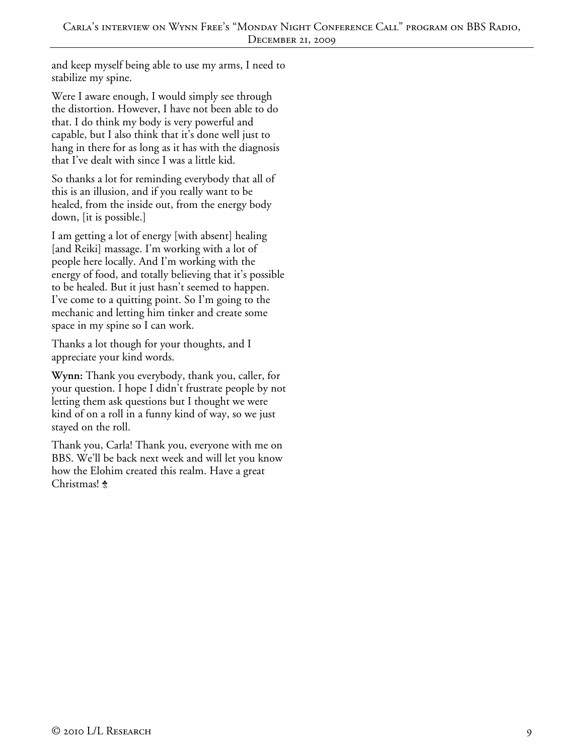and keep myself being able to use my arms, I need to stabilize my spine.

Were I aware enough, I would simply see through the distortion. However, I have not been able to do that. I do think my body is very powerful and capable, but I also think that it's done well just to hang in there for as long as it has with the diagnosis that I've dealt with since I was a little kid.

So thanks a lot for reminding everybody that all of this is an illusion, and if you really want to be healed, from the inside out, from the energy body down, [it is possible.]

I am getting a lot of energy [with absent] healing [and Reiki] massage. I'm working with a lot of people here locally. And I'm working with the energy of food, and totally believing that it's possible to be healed. But it just hasn't seemed to happen. I've come to a quitting point. So I'm going to the mechanic and letting him tinker and create some space in my spine so I can work.

Thanks a lot though for your thoughts, and I appreciate your kind words.

**Wynn:** Thank you everybody, thank you, caller, for your question. I hope I didn't frustrate people by not letting them ask questions but I thought we were kind of on a roll in a funny kind of way, so we just stayed on the roll.

Thank you, Carla! Thank you, everyone with me on BBS. We'll be back next week and will let you know how the Elohim created this realm. Have a great Christmas!